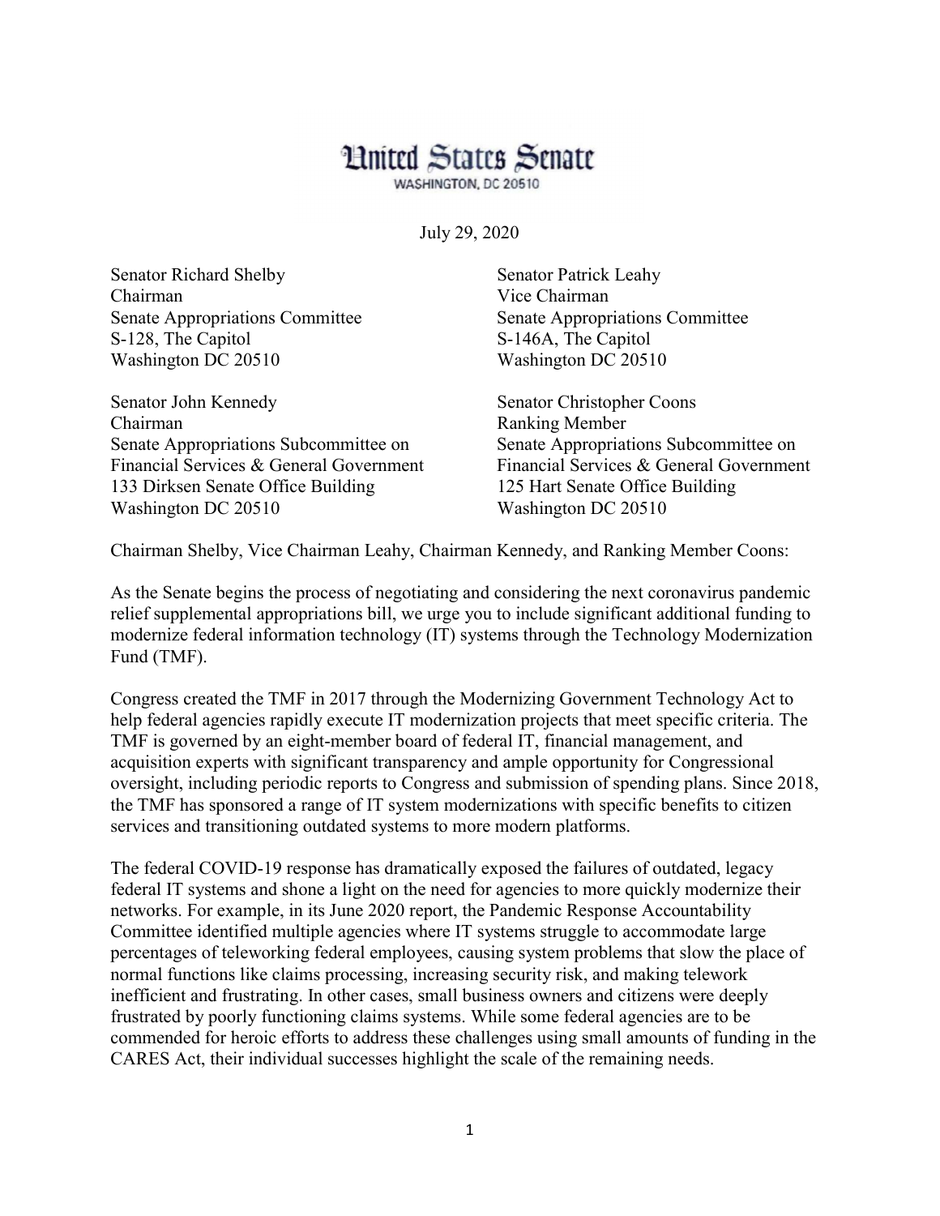# United States Senate

WASHINGTON, DC 20510

July 29, 2020

Senator Richard Shelby
Chairman
Senate Appropriations Committee
S-128, The Capitol
Washington DC 20510

Senator Patrick Leahy
Vice Chairman
Senate Appropriations Committee
S-146A, The Capitol
Washington DC 20510

Senator John Kennedy
Chairman
Senate Appropriations Subcommittee on
Financial Services & General Government
133 Dirksen Senate Office Building
Washington DC 20510

Senator Christopher Coons
Ranking Member
Senate Appropriations Subcommittee on
Financial Services & General Government
125 Hart Senate Office Building
Washington DC 20510

Chairman Shelby, Vice Chairman Leahy, Chairman Kennedy, and Ranking Member Coons:

As the Senate begins the process of negotiating and considering the next coronavirus pandemic relief supplemental appropriations bill, we urge you to include significant additional funding to modernize federal information technology (IT) systems through the Technology Modernization Fund (TMF).

Congress created the TMF in 2017 through the Modernizing Government Technology Act to help federal agencies rapidly execute IT modernization projects that meet specific criteria. The TMF is governed by an eight-member board of federal IT, financial management, and acquisition experts with significant transparency and ample opportunity for Congressional oversight, including periodic reports to Congress and submission of spending plans. Since 2018, the TMF has sponsored a range of IT system modernizations with specific benefits to citizen services and transitioning outdated systems to more modern platforms.

The federal COVID-19 response has dramatically exposed the failures of outdated, legacy federal IT systems and shone a light on the need for agencies to more quickly modernize their networks. For example, in its June 2020 report, the Pandemic Response Accountability Committee identified multiple agencies where IT systems struggle to accommodate large percentages of teleworking federal employees, causing system problems that slow the place of normal functions like claims processing, increasing security risk, and making telework inefficient and frustrating. In other cases, small business owners and citizens were deeply frustrated by poorly functioning claims systems. While some federal agencies are to be commended for heroic efforts to address these challenges using small amounts of funding in the CARES Act, their individual successes highlight the scale of the remaining needs.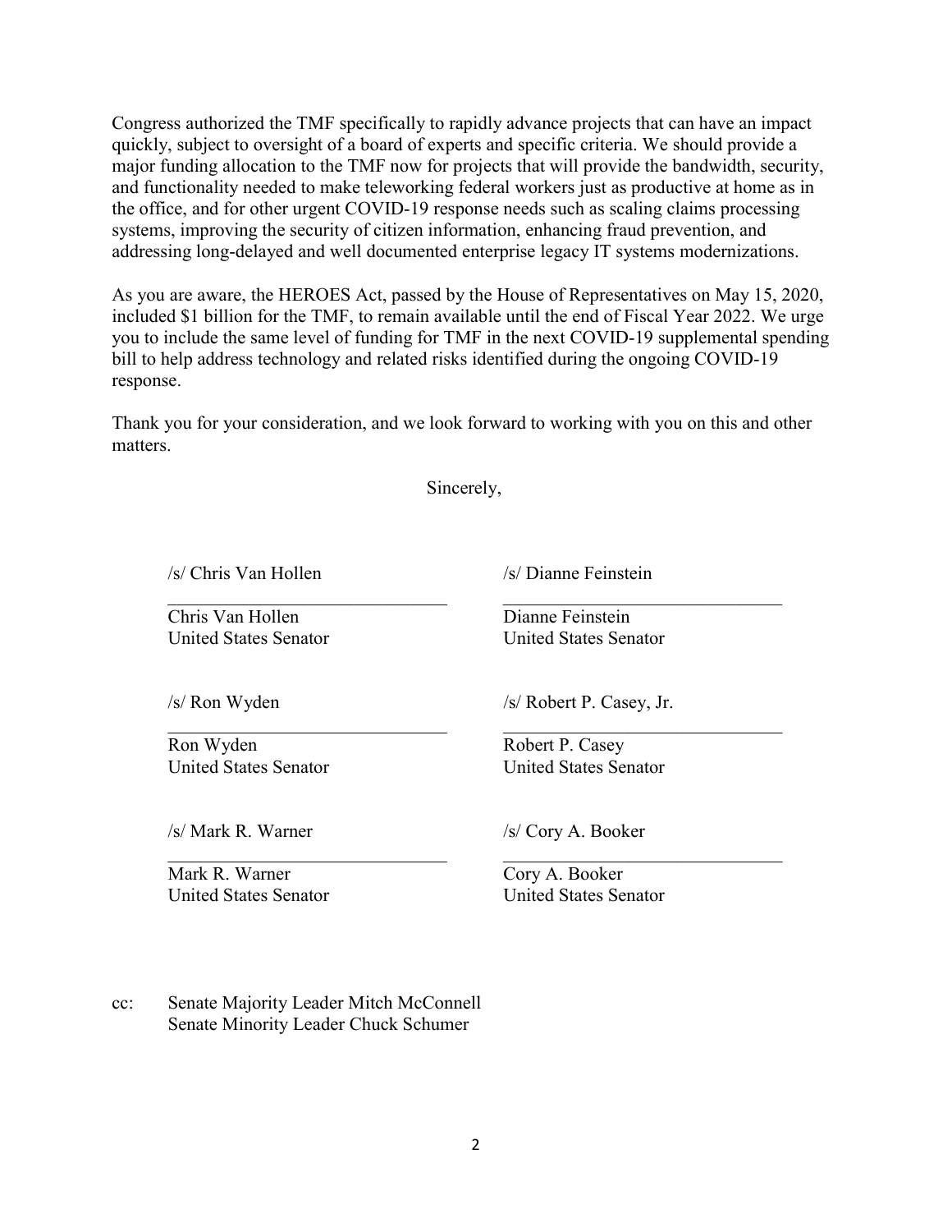Congress authorized the TMF specifically to rapidly advance projects that can have an impact quickly, subject to oversight of a board of experts and specific criteria. We should provide a major funding allocation to the TMF now for projects that will provide the bandwidth, security, and functionality needed to make teleworking federal workers just as productive at home as in the office, and for other urgent COVID-19 response needs such as scaling claims processing systems, improving the security of citizen information, enhancing fraud prevention, and addressing long-delayed and well documented enterprise legacy IT systems modernizations.

As you are aware, the HEROES Act, passed by the House of Representatives on May 15, 2020, included $1 billion for the TMF, to remain available until the end of Fiscal Year 2022. We urge you to include the same level of funding for TMF in the next COVID-19 supplemental spending bill to help address technology and related risks identified during the ongoing COVID-19 response.

Thank you for your consideration, and we look forward to working with you on this and other matters.

Sincerely,

/s/ Chris Van Hollen
Chris Van Hollen
United States Senator

/s/ Dianne Feinstein
Dianne Feinstein
United States Senator

/s/ Ron Wyden
Ron Wyden
United States Senator

/s/ Robert P. Casey, Jr.
Robert P. Casey
United States Senator

/s/ Mark R. Warner
Mark R. Warner
United States Senator

/s/ Cory A. Booker
Cory A. Booker
United States Senator

cc: Senate Majority Leader Mitch McConnell
Senate Minority Leader Chuck Schumer